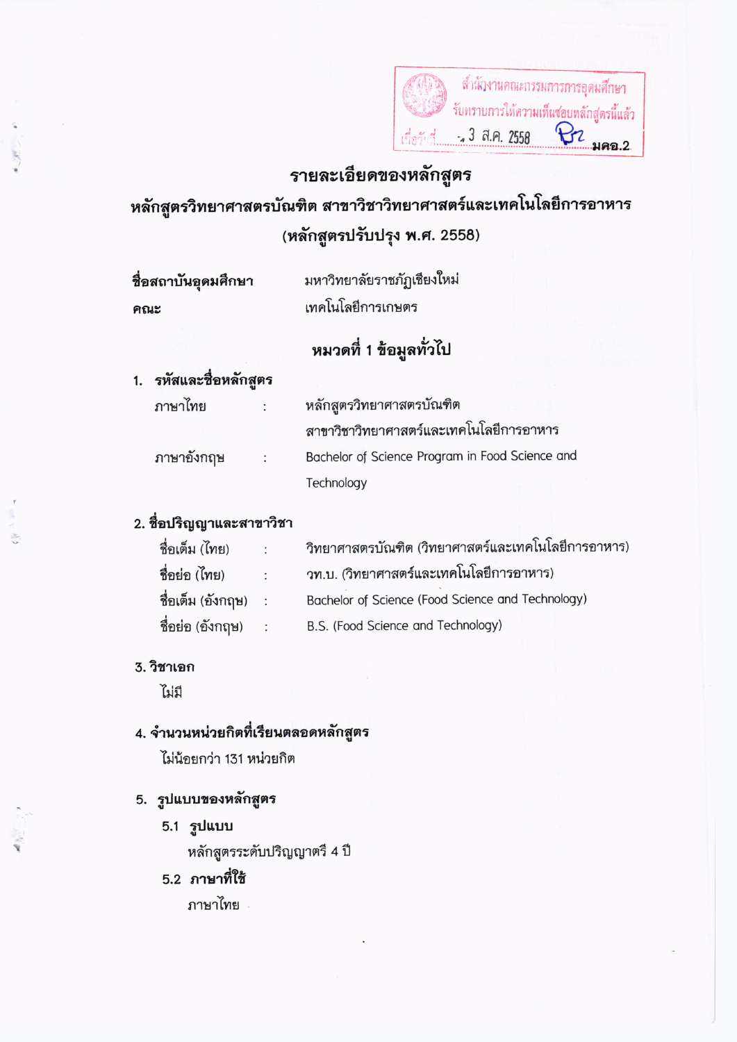สำนักงานคณะกรรมการการอุดมศึกษา
รับทราบการให้ความเห็นชอบหลักสูตรนี้แล้ว
เมื่อวันที่ 3 ส.ค. 2558

มคอ.2

# รายละเอียดของหลักสูตร

## หลักสูตรวิทยาศาสตรบัณฑิต สาขาวิชาวิทยาศาสตร์และเทคโนโลยีการอาหาร
## (หลักสูตรปรับปรุง พ.ศ. 2558)

**ชื่อสถาบันอุดมศึกษา** มหาวิทยาลัยราชภัฏเชียงใหม่

**คณะ** เทคโนโลยีการเกษตร

## หมวดที่ 1 ข้อมูลทั่วไป

**1. รหัสและชื่อหลักสูตร**

ภาษาไทย : หลักสูตรวิทยาศาสตรบัณฑิต สาขาวิชาวิทยาศาสตร์และเทคโนโลยีการอาหาร

ภาษาอังกฤษ : Bachelor of Science Program in Food Science and Technology

**2. ชื่อปริญญาและสาขาวิชา**

ชื่อเต็ม (ไทย) : วิทยาศาสตรบัณฑิต (วิทยาศาสตร์และเทคโนโลยีการอาหาร)

ชื่อย่อ (ไทย) : วท.บ. (วิทยาศาสตร์และเทคโนโลยีการอาหาร)

ชื่อเต็ม (อังกฤษ) : Bachelor of Science (Food Science and Technology)

ชื่อย่อ (อังกฤษ) : B.S. (Food Science and Technology)

**3. วิชาเอก**

ไม่มี

**4. จำนวนหน่วยกิตที่เรียนตลอดหลักสูตร**

ไม่น้อยกว่า 131 หน่วยกิต

**5. รูปแบบของหลักสูตร**

**5.1 รูปแบบ**

หลักสูตรระดับปริญญาตรี 4 ปี

**5.2 ภาษาที่ใช้**

ภาษาไทย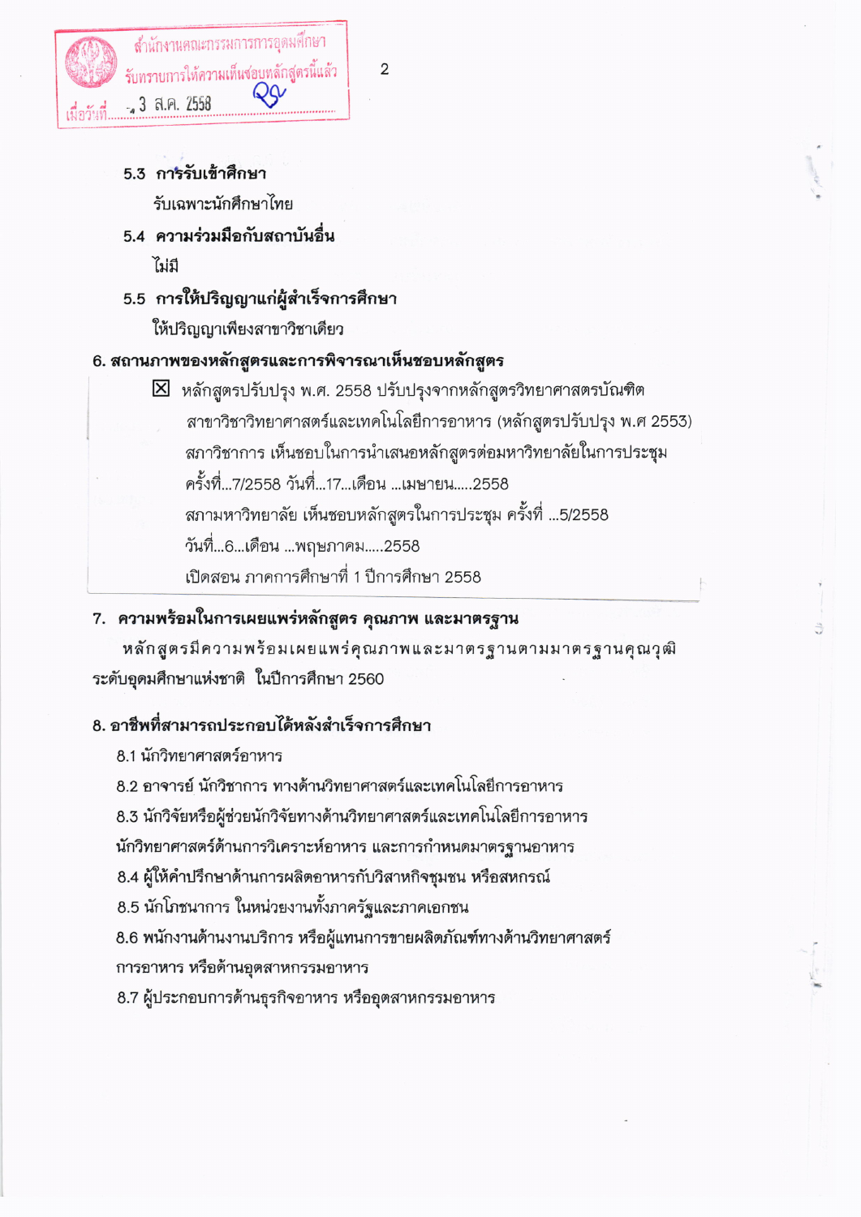สำนักงานคณะกรรมการการอุดมศึกษา
รับทราบการให้ความเห็นชอบหลักสูตรนี้แล้ว
เมื่อวันที่ 3 ส.ค. 2558

**5.3 การรับเข้าศึกษา**

รับเฉพาะนักศึกษาไทย

**5.4 ความร่วมมือกับสถาบันอื่น**

ไม่มี

**5.5 การให้ปริญญาแก่ผู้สำเร็จการศึกษา**

ให้ปริญญาเพียงสาขาวิชาเดียว

**6. สถานภาพของหลักสูตรและการพิจารณาเห็นชอบหลักสูตร**

☒ หลักสูตรปรับปรุง พ.ศ. 2558 ปรับปรุงจากหลักสูตรวิทยาศาสตรบัณฑิต สาขาวิชาวิทยาศาสตร์และเทคโนโลยีการอาหาร (หลักสูตรปรับปรุง พ.ศ 2553)

สภาวิชาการ เห็นชอบในการนำเสนอหลักสูตรต่อมหาวิทยาลัยในการประชุม ครั้งที่...7/2558 วันที่...17...เดือน ...เมษายน.....2558

สภามหาวิทยาลัย เห็นชอบหลักสูตรในการประชุม ครั้งที่ ...5/2558 วันที่...6...เดือน ...พฤษภาคม.....2558

เปิดสอน ภาคการศึกษาที่ 1 ปีการศึกษา 2558

**7. ความพร้อมในการเผยแพร่หลักสูตร คุณภาพ และมาตรฐาน**

หลักสูตรมีความพร้อมเผยแพร่คุณภาพและมาตรฐานตามมาตรฐานคุณวุฒิระดับอุดมศึกษาแห่งชาติ ในปีการศึกษา 2560

**8. อาชีพที่สามารถประกอบได้หลังสำเร็จการศึกษา**

8.1 นักวิทยาศาสตร์อาหาร

8.2 อาจารย์ นักวิชาการ ทางด้านวิทยาศาสตร์และเทคโนโลยีการอาหาร

8.3 นักวิจัยหรือผู้ช่วยนักวิจัยทางด้านวิทยาศาสตร์และเทคโนโลยีการอาหาร นักวิทยาศาสตร์ด้านการวิเคราะห์อาหาร และการกำหนดมาตรฐานอาหาร

8.4 ผู้ให้คำปรึกษาด้านการผลิตอาหารกับวิสาหกิจชุมชน หรือสหกรณ์

8.5 นักโภชนาการ ในหน่วยงานทั้งภาครัฐและภาคเอกชน

8.6 พนักงานด้านงานบริการ หรือผู้แทนการขายผลิตภัณฑ์ทางด้านวิทยาศาสตร์การอาหาร หรือด้านอุตสาหกรรมอาหาร

8.7 ผู้ประกอบการด้านธุรกิจอาหาร หรืออุตสาหกรรมอาหาร